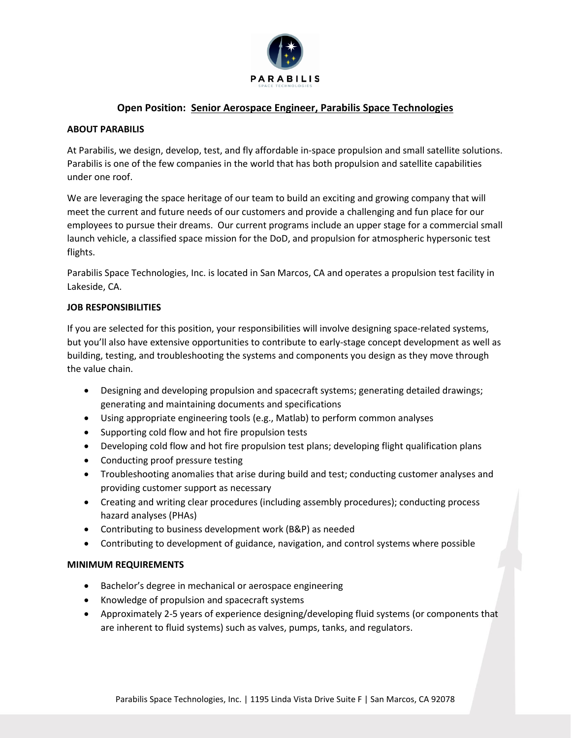PARABILIS

SPACE TECHNOLOGIES

## Open Position: Senior Aerospace Engineer, Parabilis Space Technologies

### ABOUT PARABILIS

At Parabilis, we design, develop, test, and fly affordable in-space propulsion and small satellite solutions. Parabilis is one of the few companies in the world that has both propulsion and satellite capabilities under one roof.

We are leveraging the space heritage of our team to build an exciting and growing company that will meet the current and future needs of our customers and provide a challenging and fun place for our employees to pursue their dreams. Our current programs include an upper stage for a commercial small launch vehicle, a classified space mission for the DoD, and propulsion for atmospheric hypersonic test flights.

Parabilis Space Technologies, Inc. is located in San Marcos, CA and operates a propulsion test facility in Lakeside, CA.

### JOB RESPONSIBILITIES

If you are selected for this position, your responsibilities will involve designing space-related systems, but you'll also have extensive opportunities to contribute to early-stage concept development as well as building, testing, and troubleshooting the systems and components you design as they move through the value chain.

- Designing and developing propulsion and spacecraft systems; generating detailed drawings; generating and maintaining documents and specifications
- Using appropriate engineering tools (e.g., Matlab) to perform common analyses
- Supporting cold flow and hot fire propulsion tests
- Developing cold flow and hot fire propulsion test plans; developing flight qualification plans
- Conducting proof pressure testing
- Troubleshooting anomalies that arise during build and test; conducting customer analyses and providing customer support as necessary
- Creating and writing clear procedures (including assembly procedures); conducting process hazard analyses (PHAs)
- Contributing to business development work (B&P) as needed
- Contributing to development of guidance, navigation, and control systems where possible

### MINIMUM REQUIREMENTS

- Bachelor's degree in mechanical or aerospace engineering
- Knowledge of propulsion and spacecraft systems
- Approximately 2-5 years of experience designing/developing fluid systems (or components that are inherent to fluid systems) such as valves, pumps, tanks, and regulators.

Parabilis Space Technologies, Inc. | 1195 Linda Vista Drive Suite F | San Marcos, CA 92078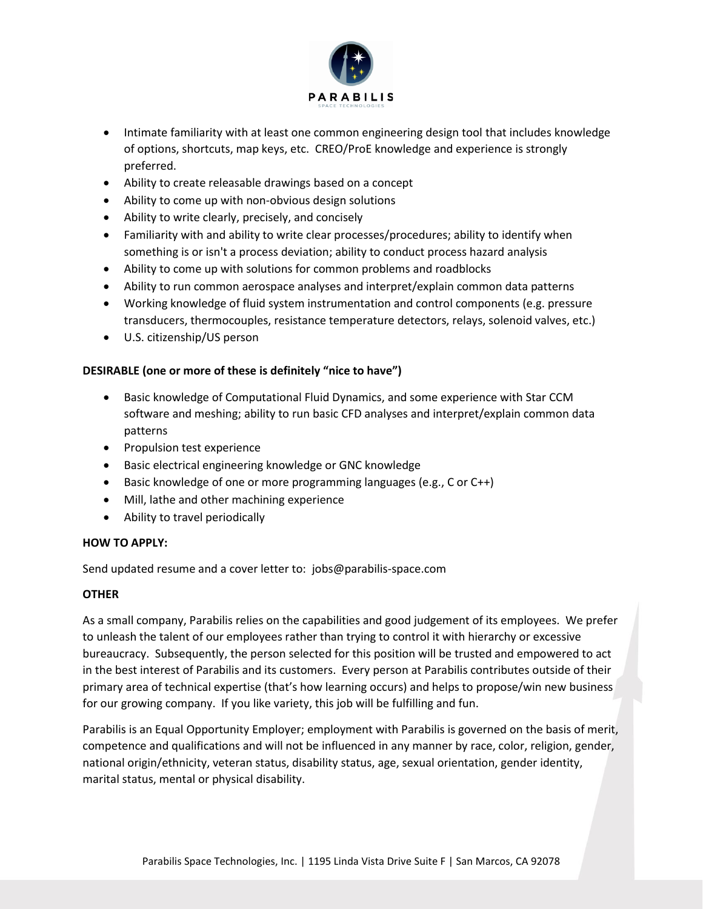- Intimate familiarity with at least one common engineering design tool that includes knowledge of options, shortcuts, map keys, etc. CREO/ProE knowledge and experience is strongly preferred.
- Ability to create releasable drawings based on a concept
- Ability to come up with non-obvious design solutions
- Ability to write clearly, precisely, and concisely
- Familiarity with and ability to write clear processes/procedures; ability to identify when something is or isn't a process deviation; ability to conduct process hazard analysis
- Ability to come up with solutions for common problems and roadblocks
- Ability to run common aerospace analyses and interpret/explain common data patterns
- Working knowledge of fluid system instrumentation and control components (e.g. pressure transducers, thermocouples, resistance temperature detectors, relays, solenoid valves, etc.)
- U.S. citizenship/US person

**DESIRABLE (one or more of these is definitely "nice to have")**

- Basic knowledge of Computational Fluid Dynamics, and some experience with Star CCM software and meshing; ability to run basic CFD analyses and interpret/explain common data patterns
- Propulsion test experience
- Basic electrical engineering knowledge or GNC knowledge
- Basic knowledge of one or more programming languages (e.g., C or C++)
- Mill, lathe and other machining experience
- Ability to travel periodically

**HOW TO APPLY:**

Send updated resume and a cover letter to: jobs@parabilis-space.com

**OTHER**

As a small company, Parabilis relies on the capabilities and good judgement of its employees. We prefer to unleash the talent of our employees rather than trying to control it with hierarchy or excessive bureaucracy. Subsequently, the person selected for this position will be trusted and empowered to act in the best interest of Parabilis and its customers. Every person at Parabilis contributes outside of their primary area of technical expertise (that's how learning occurs) and helps to propose/win new business for our growing company. If you like variety, this job will be fulfilling and fun.

Parabilis is an Equal Opportunity Employer; employment with Parabilis is governed on the basis of merit, competence and qualifications and will not be influenced in any manner by race, color, religion, gender, national origin/ethnicity, veteran status, disability status, age, sexual orientation, gender identity, marital status, mental or physical disability.